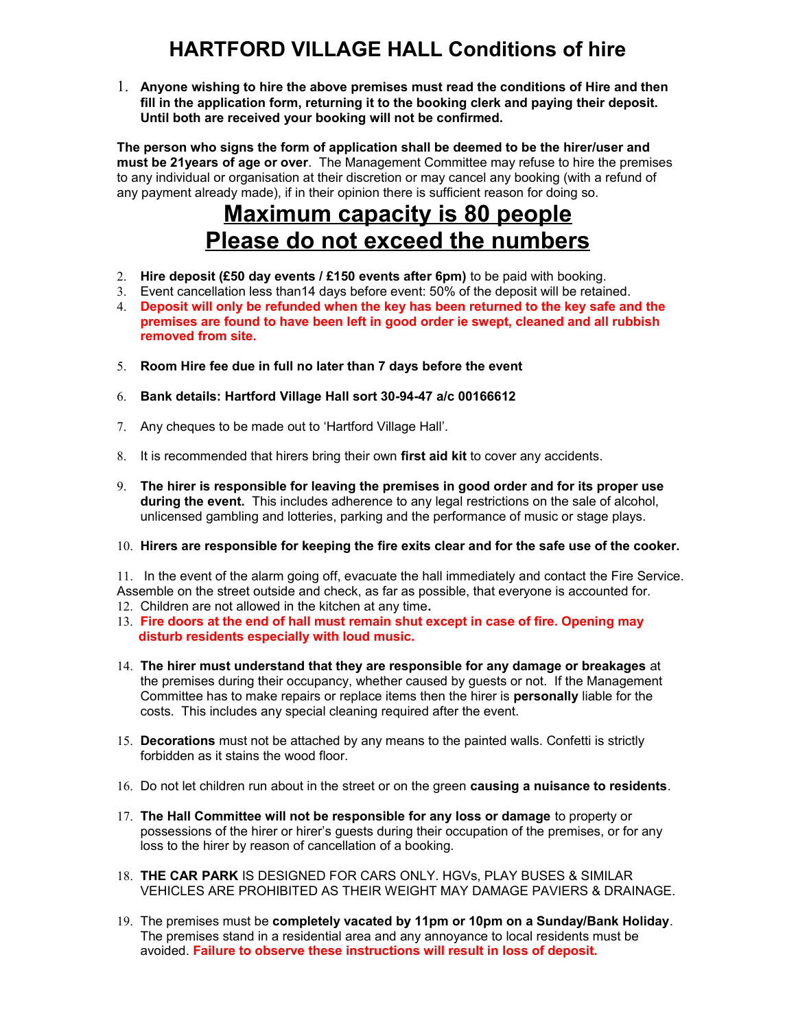# HARTFORD VILLAGE HALL Conditions of hire

1. **Anyone wishing to hire the above premises must read the conditions of Hire and then fill in the application form, returning it to the booking clerk and paying their deposit. Until both are received your booking will not be confirmed.**

**The person who signs the form of application shall be deemed to be the hirer/user and must be 21years of age or over**. The Management Committee may refuse to hire the premises to any individual or organisation at their discretion or may cancel any booking (with a refund of any payment already made), if in their opinion there is sufficient reason for doing so.

## Maximum capacity is 80 people
## Please do not exceed the numbers

2. **Hire deposit (£50 day events / £150 events after 6pm)** to be paid with booking.
3. Event cancellation less than14 days before event: 50% of the deposit will be retained.
4. **Deposit will only be refunded when the key has been returned to the key safe and the premises are found to have been left in good order ie swept, cleaned and all rubbish removed from site.**
5. **Room Hire fee due in full no later than 7 days before the event**
6. **Bank details: Hartford Village Hall sort 30-94-47 a/c 00166612**
7. Any cheques to be made out to 'Hartford Village Hall'.
8. It is recommended that hirers bring their own **first aid kit** to cover any accidents.
9. **The hirer is responsible for leaving the premises in good order and for its proper use during the event.** This includes adherence to any legal restrictions on the sale of alcohol, unlicensed gambling and lotteries, parking and the performance of music or stage plays.
10. **Hirers are responsible for keeping the fire exits clear and for the safe use of the cooker.**
11. In the event of the alarm going off, evacuate the hall immediately and contact the Fire Service. Assemble on the street outside and check, as far as possible, that everyone is accounted for.
12. Children are not allowed in the kitchen at any time**.**
13. **Fire doors at the end of hall must remain shut except in case of fire. Opening may disturb residents especially with loud music.**
14. **The hirer must understand that they are responsible for any damage or breakages** at the premises during their occupancy, whether caused by guests or not. If the Management Committee has to make repairs or replace items then the hirer is **personally** liable for the costs. This includes any special cleaning required after the event.
15. **Decorations** must not be attached by any means to the painted walls. Confetti is strictly forbidden as it stains the wood floor.
16. Do not let children run about in the street or on the green **causing a nuisance to residents**.
17. **The Hall Committee will not be responsible for any loss or damage** to property or possessions of the hirer or hirer's guests during their occupation of the premises, or for any loss to the hirer by reason of cancellation of a booking.
18. **THE CAR PARK** IS DESIGNED FOR CARS ONLY. HGVs, PLAY BUSES & SIMILAR VEHICLES ARE PROHIBITED AS THEIR WEIGHT MAY DAMAGE PAVIERS & DRAINAGE.
19. The premises must be **completely vacated by 11pm or 10pm on a Sunday/Bank Holiday**. The premises stand in a residential area and any annoyance to local residents must be avoided. **Failure to observe these instructions will result in loss of deposit.**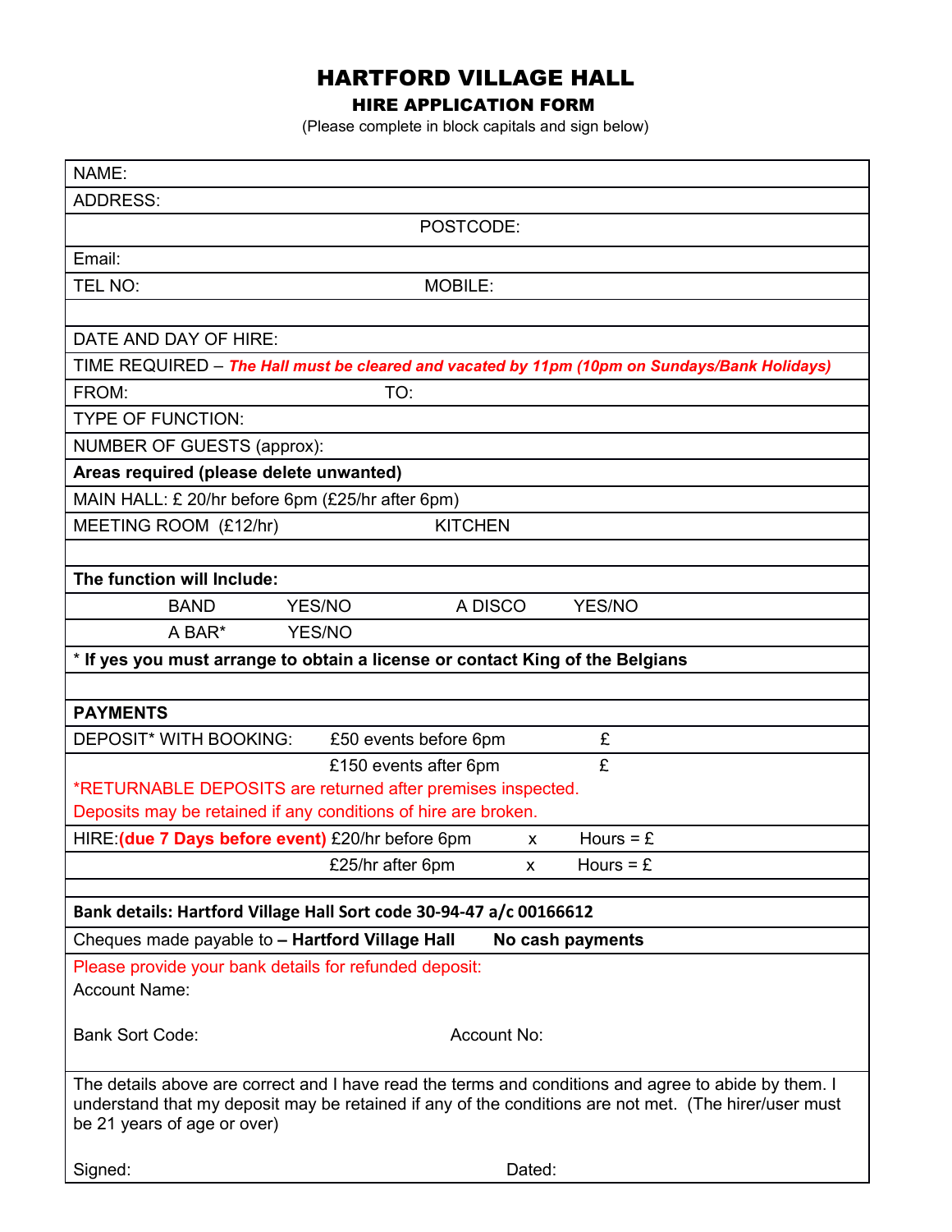# HARTFORD VILLAGE HALL

## HIRE APPLICATION FORM

(Please complete in block capitals and sign below)

| | | |
|---|---|---|
| NAME: | | |
| ADDRESS: | | |
| | POSTCODE: | |
| Email: | | |
| TEL NO: | MOBILE: | |
| | | |
| DATE AND DAY OF HIRE: | | |
| TIME REQUIRED – ***The Hall must be cleared and vacated by 11pm (10pm on Sundays/Bank Holidays)*** | | |
| FROM: | TO: | |
| TYPE OF FUNCTION: | | |
| NUMBER OF GUESTS (approx): | | |
| **Areas required (please delete unwanted)** | | |
| MAIN HALL: £ 20/hr before 6pm (£25/hr after 6pm) | | |
| MEETING ROOM (£12/hr) | KITCHEN | |
| | | |
| **The function will Include:** | | |
| BAND YES/NO | A DISCO YES/NO | |
| A BAR* YES/NO | | |
| **\* If yes you must arrange to obtain a license or contact King of the Belgians** | | |
| | | |
| **PAYMENTS** | | |
| DEPOSIT* WITH BOOKING: | £50 events before 6pm | £ |
| | £150 events after 6pm | £ |
| *RETURNABLE DEPOSITS are returned after premises inspected. Deposits may be retained if any conditions of hire are broken. | | |
| HIRE: **(due 7 Days before event)** | £20/hr before 6pm x | Hours = £ |
| | £25/hr after 6pm x | Hours = £ |
| | | |
| **Bank details: Hartford Village Hall Sort code 30-94-47 a/c 00166612** | | |
| Cheques made payable to **– Hartford Village Hall** | **No cash payments** | |
| Please provide your bank details for refunded deposit: Account Name: | | |
| Bank Sort Code: | Account No: | |

The details above are correct and I have read the terms and conditions and agree to abide by them. I understand that my deposit may be retained if any of the conditions are not met. (The hirer/user must be 21 years of age or over)

Signed: Dated: